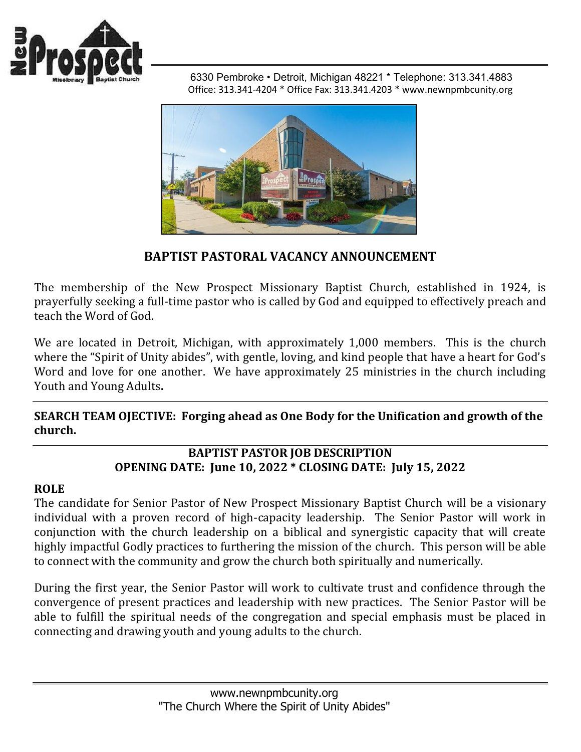6330 Pembroke • Detroit, Michigan 48221 * Telephone: 313.341.4883
Office: 313.341-4204 * Office Fax: 313.341.4203 * www.newnpmbcunity.org

# BAPTIST PASTORAL VACANCY ANNOUNCEMENT

The membership of the New Prospect Missionary Baptist Church, established in 1924, is prayerfully seeking a full-time pastor who is called by God and equipped to effectively preach and teach the Word of God.

We are located in Detroit, Michigan, with approximately 1,000 members. This is the church where the "Spirit of Unity abides", with gentle, loving, and kind people that have a heart for God's Word and love for one another. We have approximately 25 ministries in the church including Youth and Young Adults**.**

**SEARCH TEAM OJECTIVE: Forging ahead as One Body for the Unification and growth of the church.**

## BAPTIST PASTOR JOB DESCRIPTION

**OPENING DATE: June 10, 2022 * CLOSING DATE: July 15, 2022**

### ROLE

The candidate for Senior Pastor of New Prospect Missionary Baptist Church will be a visionary individual with a proven record of high-capacity leadership. The Senior Pastor will work in conjunction with the church leadership on a biblical and synergistic capacity that will create highly impactful Godly practices to furthering the mission of the church. This person will be able to connect with the community and grow the church both spiritually and numerically.

During the first year, the Senior Pastor will work to cultivate trust and confidence through the convergence of present practices and leadership with new practices. The Senior Pastor will be able to fulfill the spiritual needs of the congregation and special emphasis must be placed in connecting and drawing youth and young adults to the church.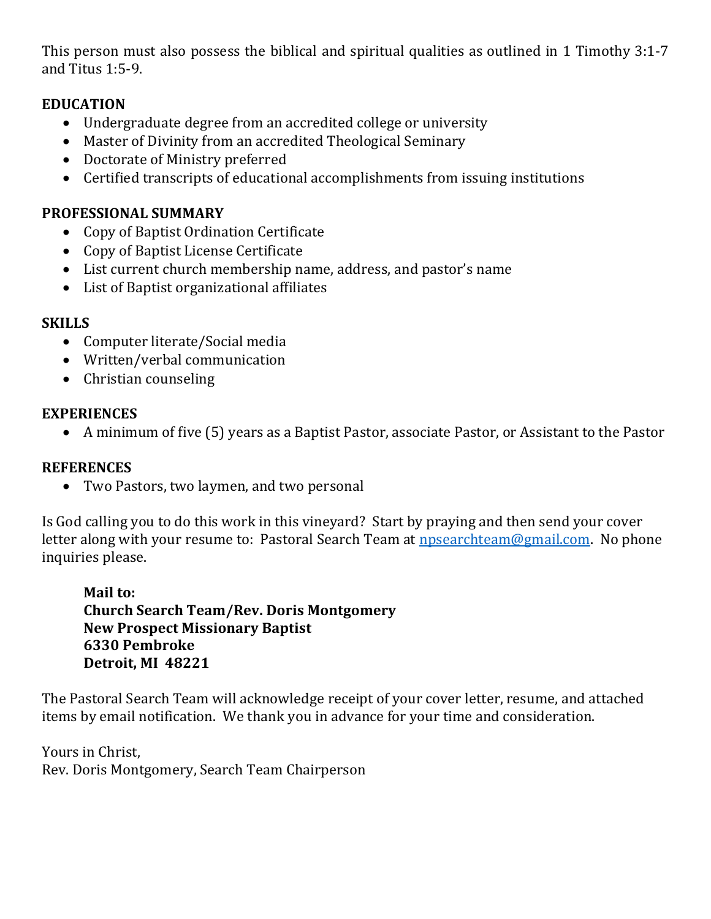This person must also possess the biblical and spiritual qualities as outlined in 1 Timothy 3:1-7 and Titus 1:5-9.

**EDUCATION**

- Undergraduate degree from an accredited college or university
- Master of Divinity from an accredited Theological Seminary
- Doctorate of Ministry preferred
- Certified transcripts of educational accomplishments from issuing institutions

**PROFESSIONAL SUMMARY**

- Copy of Baptist Ordination Certificate
- Copy of Baptist License Certificate
- List current church membership name, address, and pastor's name
- List of Baptist organizational affiliates

**SKILLS**

- Computer literate/Social media
- Written/verbal communication
- Christian counseling

**EXPERIENCES**

- A minimum of five (5) years as a Baptist Pastor, associate Pastor, or Assistant to the Pastor

**REFERENCES**

- Two Pastors, two laymen, and two personal

Is God calling you to do this work in this vineyard? Start by praying and then send your cover letter along with your resume to: Pastoral Search Team at npsearchteam@gmail.com. No phone inquiries please.

**Mail to:**
**Church Search Team/Rev. Doris Montgomery**
**New Prospect Missionary Baptist**
**6330 Pembroke**
**Detroit, MI 48221**

The Pastoral Search Team will acknowledge receipt of your cover letter, resume, and attached items by email notification. We thank you in advance for your time and consideration.

Yours in Christ,
Rev. Doris Montgomery, Search Team Chairperson